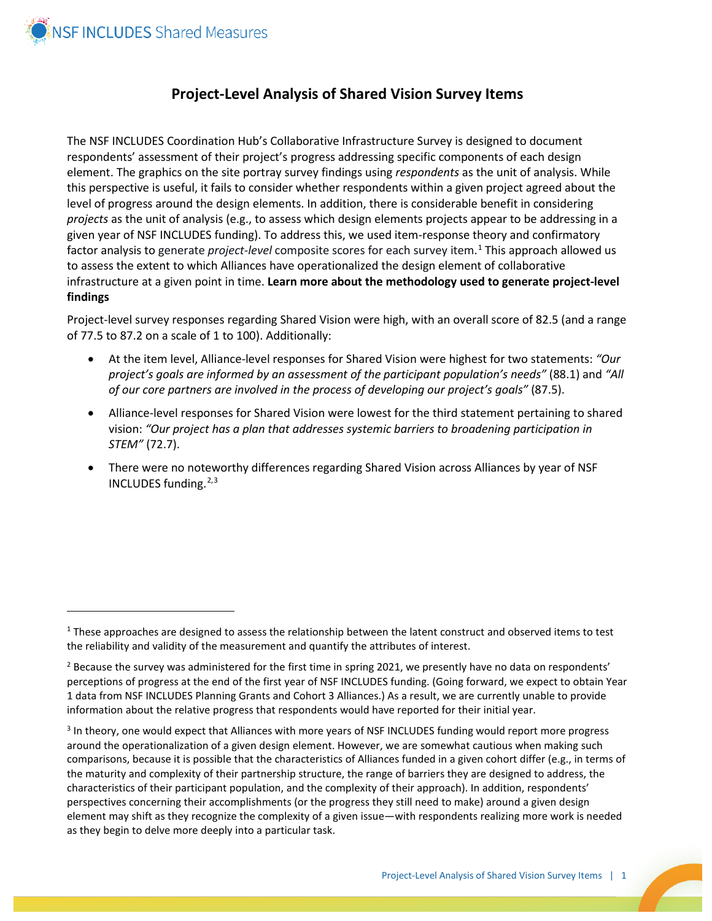# Project-Level Analysis of Shared Vision Survey Items

The NSF INCLUDES Coordination Hub's Collaborative Infrastructure Survey is designed to document respondents' assessment of their project's progress addressing specific components of each design element. The graphics on the site portray survey findings using *respondents* as the unit of analysis. While this perspective is useful, it fails to consider whether respondents within a given project agreed about the level of progress around the design elements. In addition, there is considerable benefit in considering *projects* as the unit of analysis (e.g., to assess which design elements projects appear to be addressing in a given year of NSF INCLUDES funding). To address this, we used item-response theory and confirmatory factor analysis to generate *project-level* composite scores for each survey item.[1] This approach allowed us to assess the extent to which Alliances have operationalized the design element of collaborative infrastructure at a given point in time. **Learn more about the methodology used to generate project-level findings**

Project-level survey responses regarding Shared Vision were high, with an overall score of 82.5 (and a range of 77.5 to 87.2 on a scale of 1 to 100). Additionally:

- At the item level, Alliance-level responses for Shared Vision were highest for two statements: *"Our project's goals are informed by an assessment of the participant population's needs"* (88.1) and *"All of our core partners are involved in the process of developing our project's goals"* (87.5).
- Alliance-level responses for Shared Vision were lowest for the third statement pertaining to shared vision: *"Our project has a plan that addresses systemic barriers to broadening participation in STEM"* (72.7).
- There were no noteworthy differences regarding Shared Vision across Alliances by year of NSF INCLUDES funding.[2,3]

---

[1] These approaches are designed to assess the relationship between the latent construct and observed items to test the reliability and validity of the measurement and quantify the attributes of interest.

[2] Because the survey was administered for the first time in spring 2021, we presently have no data on respondents' perceptions of progress at the end of the first year of NSF INCLUDES funding. (Going forward, we expect to obtain Year 1 data from NSF INCLUDES Planning Grants and Cohort 3 Alliances.) As a result, we are currently unable to provide information about the relative progress that respondents would have reported for their initial year.

[3] In theory, one would expect that Alliances with more years of NSF INCLUDES funding would report more progress around the operationalization of a given design element. However, we are somewhat cautious when making such comparisons, because it is possible that the characteristics of Alliances funded in a given cohort differ (e.g., in terms of the maturity and complexity of their partnership structure, the range of barriers they are designed to address, the characteristics of their participant population, and the complexity of their approach). In addition, respondents' perspectives concerning their accomplishments (or the progress they still need to make) around a given design element may shift as they recognize the complexity of a given issue—with respondents realizing more work is needed as they begin to delve more deeply into a particular task.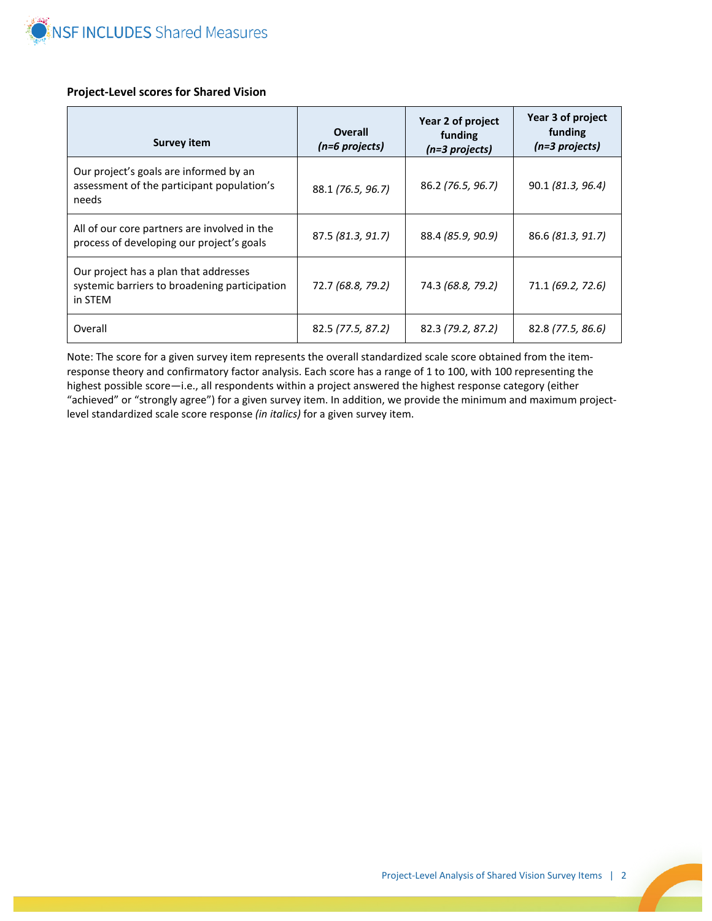**Project-Level scores for Shared Vision**

| Survey item | Overall *(n=6 projects)* | Year 2 of project funding *(n=3 projects)* | Year 3 of project funding *(n=3 projects)* |
|---|---|---|---|
| Our project's goals are informed by an assessment of the participant population's needs | 88.1 *(76.5, 96.7)* | 86.2 *(76.5, 96.7)* | 90.1 *(81.3, 96.4)* |
| All of our core partners are involved in the process of developing our project's goals | 87.5 *(81.3, 91.7)* | 88.4 *(85.9, 90.9)* | 86.6 *(81.3, 91.7)* |
| Our project has a plan that addresses systemic barriers to broadening participation in STEM | 72.7 *(68.8, 79.2)* | 74.3 *(68.8, 79.2)* | 71.1 *(69.2, 72.6)* |
| Overall | 82.5 *(77.5, 87.2)* | 82.3 *(79.2, 87.2)* | 82.8 *(77.5, 86.6)* |

Note: The score for a given survey item represents the overall standardized scale score obtained from the item-response theory and confirmatory factor analysis. Each score has a range of 1 to 100, with 100 representing the highest possible score—i.e., all respondents within a project answered the highest response category (either "achieved" or "strongly agree") for a given survey item. In addition, we provide the minimum and maximum project-level standardized scale score response *(in italics)* for a given survey item.